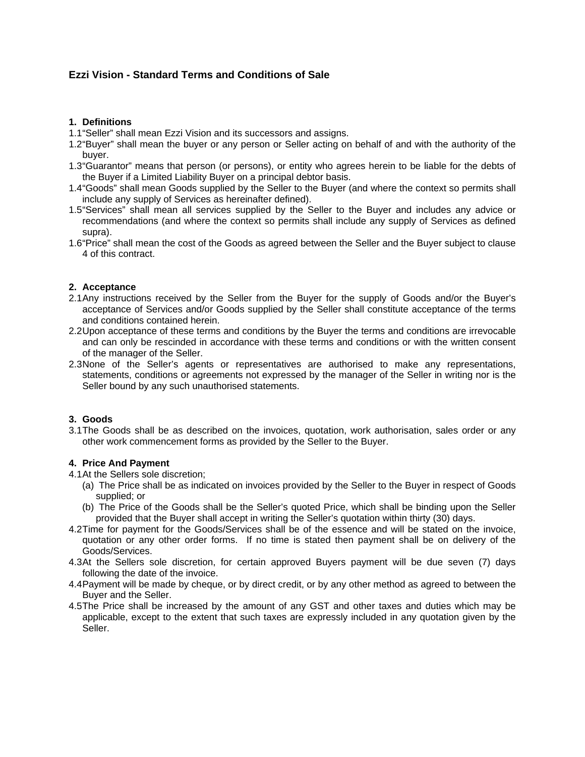# Ezzi Vision - Standard Terms and Conditions of Sale

## 1. Definitions

1.1 "Seller" shall mean Ezzi Vision and its successors and assigns.

1.2 "Buyer" shall mean the buyer or any person or Seller acting on behalf of and with the authority of the buyer.

1.3 "Guarantor" means that person (or persons), or entity who agrees herein to be liable for the debts of the Buyer if a Limited Liability Buyer on a principal debtor basis.

1.4 "Goods" shall mean Goods supplied by the Seller to the Buyer (and where the context so permits shall include any supply of Services as hereinafter defined).

1.5 "Services" shall mean all services supplied by the Seller to the Buyer and includes any advice or recommendations (and where the context so permits shall include any supply of Services as defined supra).

1.6 "Price" shall mean the cost of the Goods as agreed between the Seller and the Buyer subject to clause 4 of this contract.

## 2. Acceptance

2.1 Any instructions received by the Seller from the Buyer for the supply of Goods and/or the Buyer's acceptance of Services and/or Goods supplied by the Seller shall constitute acceptance of the terms and conditions contained herein.

2.2 Upon acceptance of these terms and conditions by the Buyer the terms and conditions are irrevocable and can only be rescinded in accordance with these terms and conditions or with the written consent of the manager of the Seller.

2.3 None of the Seller's agents or representatives are authorised to make any representations, statements, conditions or agreements not expressed by the manager of the Seller in writing nor is the Seller bound by any such unauthorised statements.

## 3. Goods

3.1 The Goods shall be as described on the invoices, quotation, work authorisation, sales order or any other work commencement forms as provided by the Seller to the Buyer.

## 4. Price And Payment

4.1 At the Sellers sole discretion;

(a) The Price shall be as indicated on invoices provided by the Seller to the Buyer in respect of Goods supplied; or

(b) The Price of the Goods shall be the Seller's quoted Price, which shall be binding upon the Seller provided that the Buyer shall accept in writing the Seller's quotation within thirty (30) days.

4.2 Time for payment for the Goods/Services shall be of the essence and will be stated on the invoice, quotation or any other order forms. If no time is stated then payment shall be on delivery of the Goods/Services.

4.3 At the Sellers sole discretion, for certain approved Buyers payment will be due seven (7) days following the date of the invoice.

4.4 Payment will be made by cheque, or by direct credit, or by any other method as agreed to between the Buyer and the Seller.

4.5 The Price shall be increased by the amount of any GST and other taxes and duties which may be applicable, except to the extent that such taxes are expressly included in any quotation given by the Seller.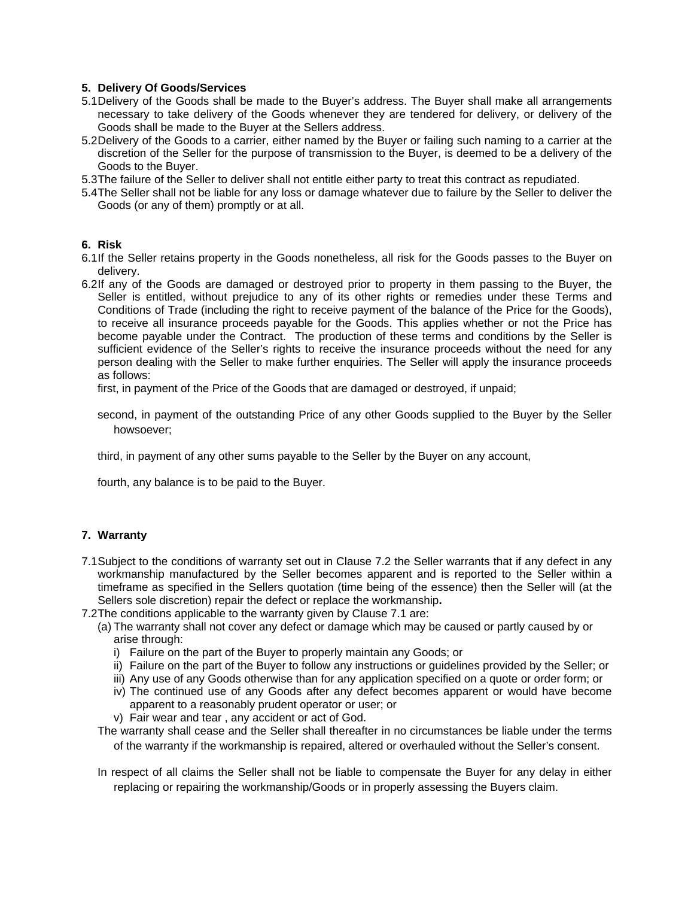**5. Delivery Of Goods/Services**

5.1 Delivery of the Goods shall be made to the Buyer's address. The Buyer shall make all arrangements necessary to take delivery of the Goods whenever they are tendered for delivery, or delivery of the Goods shall be made to the Buyer at the Sellers address.

5.2 Delivery of the Goods to a carrier, either named by the Buyer or failing such naming to a carrier at the discretion of the Seller for the purpose of transmission to the Buyer, is deemed to be a delivery of the Goods to the Buyer.

5.3 The failure of the Seller to deliver shall not entitle either party to treat this contract as repudiated.

5.4 The Seller shall not be liable for any loss or damage whatever due to failure by the Seller to deliver the Goods (or any of them) promptly or at all.

**6. Risk**

6.1 If the Seller retains property in the Goods nonetheless, all risk for the Goods passes to the Buyer on delivery.

6.2 If any of the Goods are damaged or destroyed prior to property in them passing to the Buyer, the Seller is entitled, without prejudice to any of its other rights or remedies under these Terms and Conditions of Trade (including the right to receive payment of the balance of the Price for the Goods), to receive all insurance proceeds payable for the Goods. This applies whether or not the Price has become payable under the Contract. The production of these terms and conditions by the Seller is sufficient evidence of the Seller's rights to receive the insurance proceeds without the need for any person dealing with the Seller to make further enquiries. The Seller will apply the insurance proceeds as follows:

first, in payment of the Price of the Goods that are damaged or destroyed, if unpaid;

second, in payment of the outstanding Price of any other Goods supplied to the Buyer by the Seller howsoever;

third, in payment of any other sums payable to the Seller by the Buyer on any account,

fourth, any balance is to be paid to the Buyer.

**7. Warranty**

7.1 Subject to the conditions of warranty set out in Clause 7.2 the Seller warrants that if any defect in any workmanship manufactured by the Seller becomes apparent and is reported to the Seller within a timeframe as specified in the Sellers quotation (time being of the essence) then the Seller will (at the Sellers sole discretion) repair the defect or replace the workmanship**.**

7.2 The conditions applicable to the warranty given by Clause 7.1 are:

(a) The warranty shall not cover any defect or damage which may be caused or partly caused by or arise through:

i) Failure on the part of the Buyer to properly maintain any Goods; or
ii) Failure on the part of the Buyer to follow any instructions or guidelines provided by the Seller; or
iii) Any use of any Goods otherwise than for any application specified on a quote or order form; or
iv) The continued use of any Goods after any defect becomes apparent or would have become apparent to a reasonably prudent operator or user; or
v) Fair wear and tear , any accident or act of God.

The warranty shall cease and the Seller shall thereafter in no circumstances be liable under the terms of the warranty if the workmanship is repaired, altered or overhauled without the Seller's consent.

In respect of all claims the Seller shall not be liable to compensate the Buyer for any delay in either replacing or repairing the workmanship/Goods or in properly assessing the Buyers claim.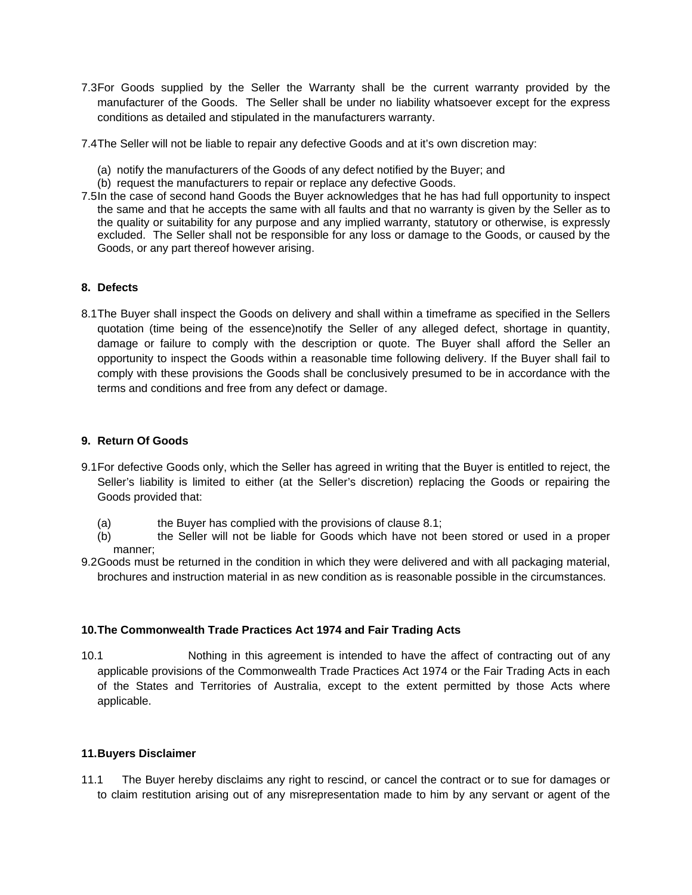7.3 For Goods supplied by the Seller the Warranty shall be the current warranty provided by the manufacturer of the Goods. The Seller shall be under no liability whatsoever except for the express conditions as detailed and stipulated in the manufacturers warranty.

7.4 The Seller will not be liable to repair any defective Goods and at it's own discretion may:

(a) notify the manufacturers of the Goods of any defect notified by the Buyer; and
(b) request the manufacturers to repair or replace any defective Goods.

7.5 In the case of second hand Goods the Buyer acknowledges that he has had full opportunity to inspect the same and that he accepts the same with all faults and that no warranty is given by the Seller as to the quality or suitability for any purpose and any implied warranty, statutory or otherwise, is expressly excluded. The Seller shall not be responsible for any loss or damage to the Goods, or caused by the Goods, or any part thereof however arising.

## 8. Defects

8.1 The Buyer shall inspect the Goods on delivery and shall within a timeframe as specified in the Sellers quotation (time being of the essence)notify the Seller of any alleged defect, shortage in quantity, damage or failure to comply with the description or quote. The Buyer shall afford the Seller an opportunity to inspect the Goods within a reasonable time following delivery. If the Buyer shall fail to comply with these provisions the Goods shall be conclusively presumed to be in accordance with the terms and conditions and free from any defect or damage.

## 9. Return Of Goods

9.1 For defective Goods only, which the Seller has agreed in writing that the Buyer is entitled to reject, the Seller's liability is limited to either (at the Seller's discretion) replacing the Goods or repairing the Goods provided that:

(a) the Buyer has complied with the provisions of clause 8.1;
(b) the Seller will not be liable for Goods which have not been stored or used in a proper manner;

9.2 Goods must be returned in the condition in which they were delivered and with all packaging material, brochures and instruction material in as new condition as is reasonable possible in the circumstances.

## 10. The Commonwealth Trade Practices Act 1974 and Fair Trading Acts

10.1 Nothing in this agreement is intended to have the affect of contracting out of any applicable provisions of the Commonwealth Trade Practices Act 1974 or the Fair Trading Acts in each of the States and Territories of Australia, except to the extent permitted by those Acts where applicable.

## 11. Buyers Disclaimer

11.1 The Buyer hereby disclaims any right to rescind, or cancel the contract or to sue for damages or to claim restitution arising out of any misrepresentation made to him by any servant or agent of the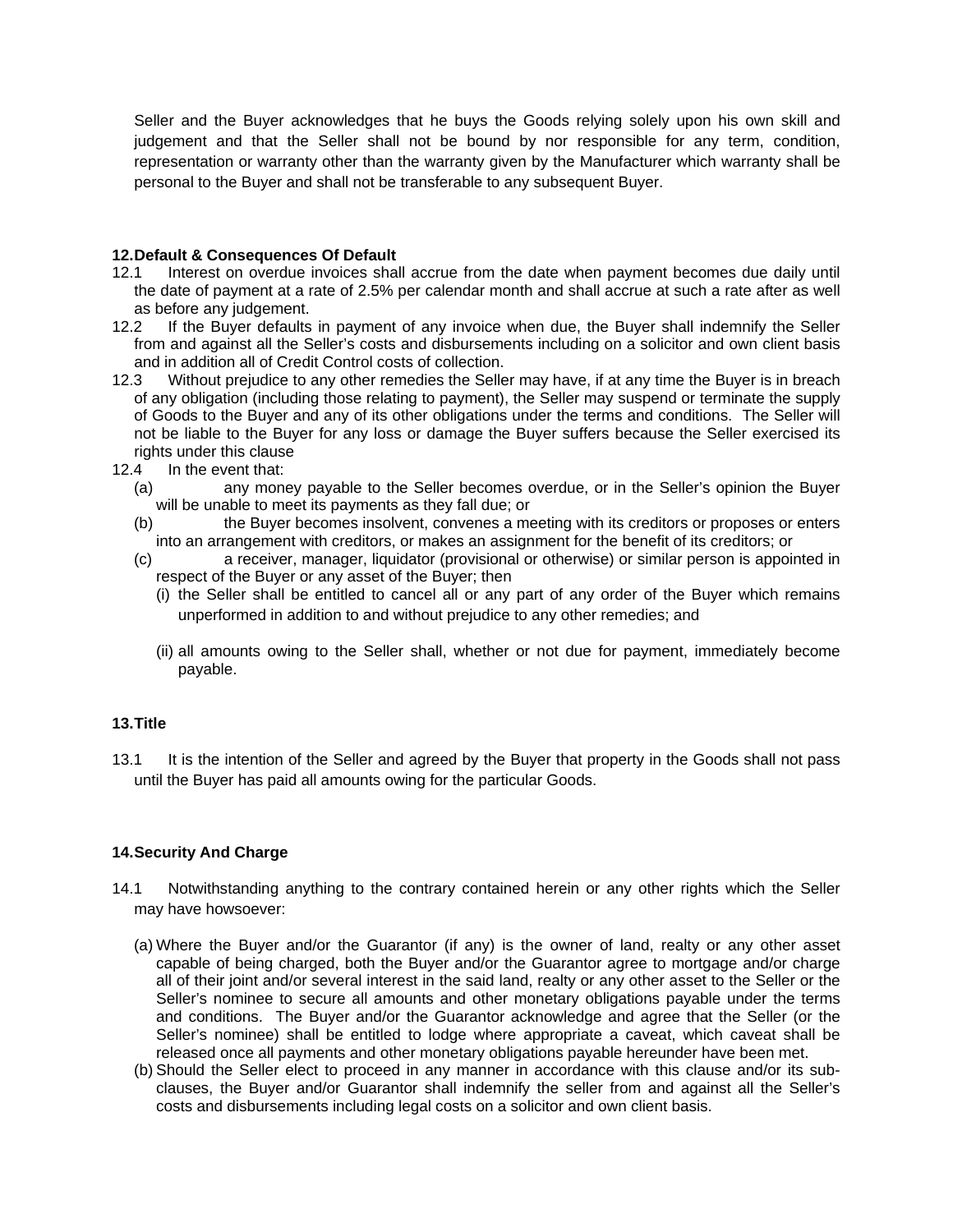Seller and the Buyer acknowledges that he buys the Goods relying solely upon his own skill and judgement and that the Seller shall not be bound by nor responsible for any term, condition, representation or warranty other than the warranty given by the Manufacturer which warranty shall be personal to the Buyer and shall not be transferable to any subsequent Buyer.

**12. Default & Consequences Of Default**

12.1 Interest on overdue invoices shall accrue from the date when payment becomes due daily until the date of payment at a rate of 2.5% per calendar month and shall accrue at such a rate after as well as before any judgement.

12.2 If the Buyer defaults in payment of any invoice when due, the Buyer shall indemnify the Seller from and against all the Seller's costs and disbursements including on a solicitor and own client basis and in addition all of Credit Control costs of collection.

12.3 Without prejudice to any other remedies the Seller may have, if at any time the Buyer is in breach of any obligation (including those relating to payment), the Seller may suspend or terminate the supply of Goods to the Buyer and any of its other obligations under the terms and conditions. The Seller will not be liable to the Buyer for any loss or damage the Buyer suffers because the Seller exercised its rights under this clause

12.4 In the event that:

(a) any money payable to the Seller becomes overdue, or in the Seller's opinion the Buyer will be unable to meet its payments as they fall due; or

(b) the Buyer becomes insolvent, convenes a meeting with its creditors or proposes or enters into an arrangement with creditors, or makes an assignment for the benefit of its creditors; or

(c) a receiver, manager, liquidator (provisional or otherwise) or similar person is appointed in respect of the Buyer or any asset of the Buyer; then

(i) the Seller shall be entitled to cancel all or any part of any order of the Buyer which remains unperformed in addition to and without prejudice to any other remedies; and

(ii) all amounts owing to the Seller shall, whether or not due for payment, immediately become payable.

**13. Title**

13.1 It is the intention of the Seller and agreed by the Buyer that property in the Goods shall not pass until the Buyer has paid all amounts owing for the particular Goods.

**14. Security And Charge**

14.1 Notwithstanding anything to the contrary contained herein or any other rights which the Seller may have howsoever:

(a) Where the Buyer and/or the Guarantor (if any) is the owner of land, realty or any other asset capable of being charged, both the Buyer and/or the Guarantor agree to mortgage and/or charge all of their joint and/or several interest in the said land, realty or any other asset to the Seller or the Seller's nominee to secure all amounts and other monetary obligations payable under the terms and conditions. The Buyer and/or the Guarantor acknowledge and agree that the Seller (or the Seller's nominee) shall be entitled to lodge where appropriate a caveat, which caveat shall be released once all payments and other monetary obligations payable hereunder have been met.

(b) Should the Seller elect to proceed in any manner in accordance with this clause and/or its sub-clauses, the Buyer and/or Guarantor shall indemnify the seller from and against all the Seller's costs and disbursements including legal costs on a solicitor and own client basis.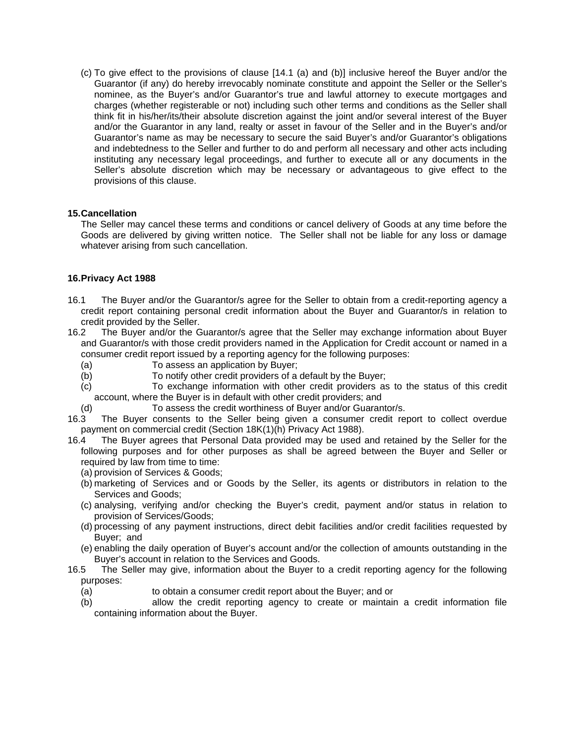(c) To give effect to the provisions of clause [14.1 (a) and (b)] inclusive hereof the Buyer and/or the Guarantor (if any) do hereby irrevocably nominate constitute and appoint the Seller or the Seller's nominee, as the Buyer's and/or Guarantor's true and lawful attorney to execute mortgages and charges (whether registerable or not) including such other terms and conditions as the Seller shall think fit in his/her/its/their absolute discretion against the joint and/or several interest of the Buyer and/or the Guarantor in any land, realty or asset in favour of the Seller and in the Buyer's and/or Guarantor's name as may be necessary to secure the said Buyer's and/or Guarantor's obligations and indebtedness to the Seller and further to do and perform all necessary and other acts including instituting any necessary legal proceedings, and further to execute all or any documents in the Seller's absolute discretion which may be necessary or advantageous to give effect to the provisions of this clause.

**15. Cancellation**

The Seller may cancel these terms and conditions or cancel delivery of Goods at any time before the Goods are delivered by giving written notice. The Seller shall not be liable for any loss or damage whatever arising from such cancellation.

**16. Privacy Act 1988**

16.1 The Buyer and/or the Guarantor/s agree for the Seller to obtain from a credit-reporting agency a credit report containing personal credit information about the Buyer and Guarantor/s in relation to credit provided by the Seller.

16.2 The Buyer and/or the Guarantor/s agree that the Seller may exchange information about Buyer and Guarantor/s with those credit providers named in the Application for Credit account or named in a consumer credit report issued by a reporting agency for the following purposes:

(a) To assess an application by Buyer;

(b) To notify other credit providers of a default by the Buyer;

(c) To exchange information with other credit providers as to the status of this credit account, where the Buyer is in default with other credit providers; and

(d) To assess the credit worthiness of Buyer and/or Guarantor/s.

16.3 The Buyer consents to the Seller being given a consumer credit report to collect overdue payment on commercial credit (Section 18K(1)(h) Privacy Act 1988).

16.4 The Buyer agrees that Personal Data provided may be used and retained by the Seller for the following purposes and for other purposes as shall be agreed between the Buyer and Seller or required by law from time to time:

(a) provision of Services & Goods;

(b) marketing of Services and or Goods by the Seller, its agents or distributors in relation to the Services and Goods;

(c) analysing, verifying and/or checking the Buyer's credit, payment and/or status in relation to provision of Services/Goods;

(d) processing of any payment instructions, direct debit facilities and/or credit facilities requested by Buyer; and

(e) enabling the daily operation of Buyer's account and/or the collection of amounts outstanding in the Buyer's account in relation to the Services and Goods.

16.5 The Seller may give, information about the Buyer to a credit reporting agency for the following purposes:

(a) to obtain a consumer credit report about the Buyer; and or

(b) allow the credit reporting agency to create or maintain a credit information file containing information about the Buyer.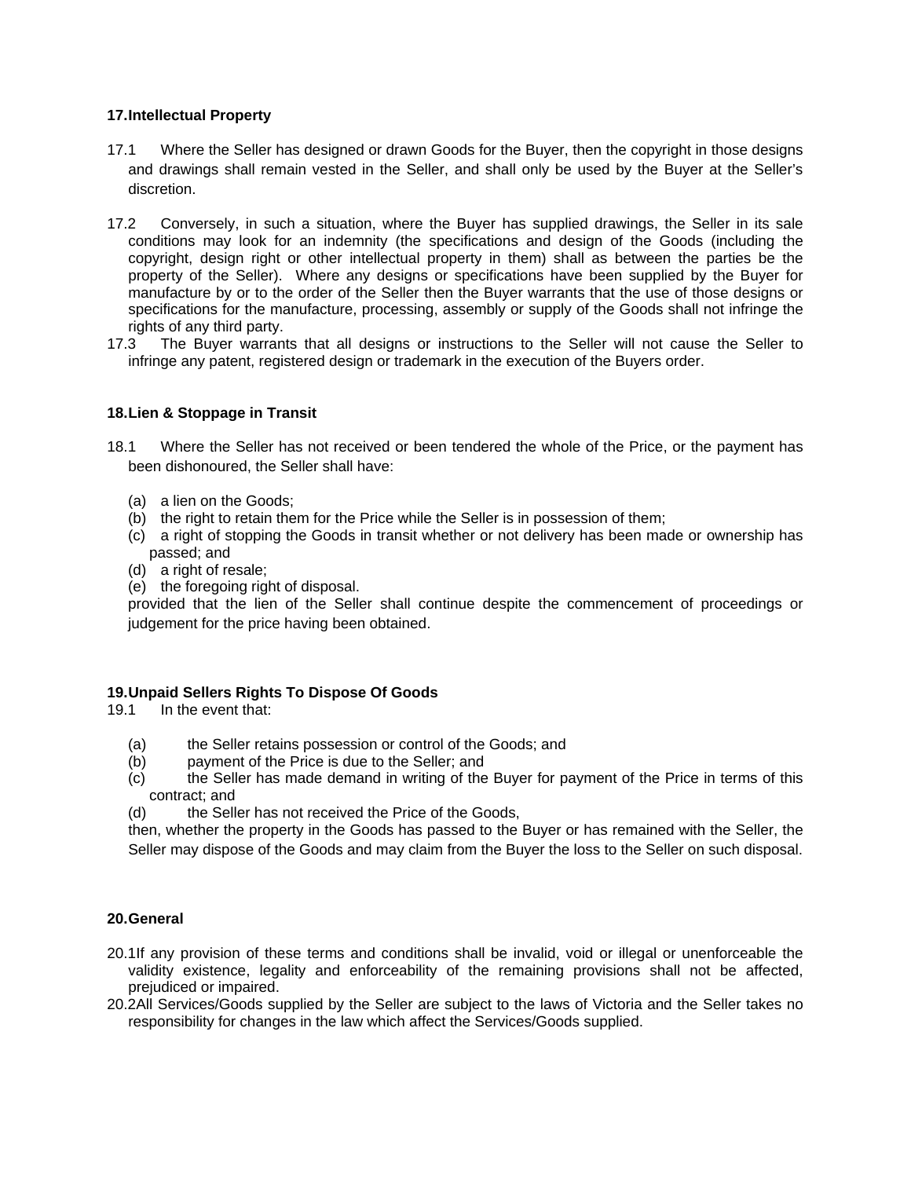**17. Intellectual Property**

17.1 Where the Seller has designed or drawn Goods for the Buyer, then the copyright in those designs and drawings shall remain vested in the Seller, and shall only be used by the Buyer at the Seller's discretion.

17.2 Conversely, in such a situation, where the Buyer has supplied drawings, the Seller in its sale conditions may look for an indemnity (the specifications and design of the Goods (including the copyright, design right or other intellectual property in them) shall as between the parties be the property of the Seller). Where any designs or specifications have been supplied by the Buyer for manufacture by or to the order of the Seller then the Buyer warrants that the use of those designs or specifications for the manufacture, processing, assembly or supply of the Goods shall not infringe the rights of any third party.

17.3 The Buyer warrants that all designs or instructions to the Seller will not cause the Seller to infringe any patent, registered design or trademark in the execution of the Buyers order.

**18. Lien & Stoppage in Transit**

18.1 Where the Seller has not received or been tendered the whole of the Price, or the payment has been dishonoured, the Seller shall have:

(a) a lien on the Goods;
(b) the right to retain them for the Price while the Seller is in possession of them;
(c) a right of stopping the Goods in transit whether or not delivery has been made or ownership has passed; and
(d) a right of resale;
(e) the foregoing right of disposal.

provided that the lien of the Seller shall continue despite the commencement of proceedings or judgement for the price having been obtained.

**19. Unpaid Sellers Rights To Dispose Of Goods**

19.1 In the event that:

(a) the Seller retains possession or control of the Goods; and
(b) payment of the Price is due to the Seller; and
(c) the Seller has made demand in writing of the Buyer for payment of the Price in terms of this contract; and
(d) the Seller has not received the Price of the Goods,

then, whether the property in the Goods has passed to the Buyer or has remained with the Seller, the Seller may dispose of the Goods and may claim from the Buyer the loss to the Seller on such disposal.

**20. General**

20.1 If any provision of these terms and conditions shall be invalid, void or illegal or unenforceable the validity existence, legality and enforceability of the remaining provisions shall not be affected, prejudiced or impaired.

20.2 All Services/Goods supplied by the Seller are subject to the laws of Victoria and the Seller takes no responsibility for changes in the law which affect the Services/Goods supplied.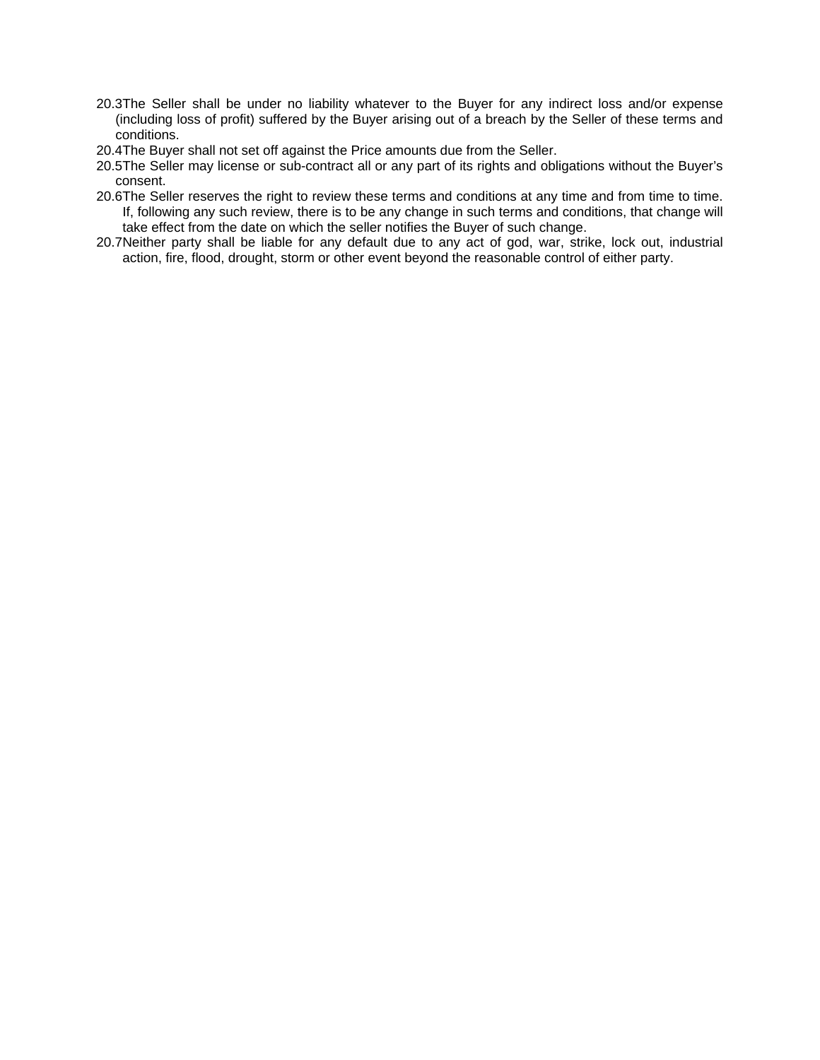20.3 The Seller shall be under no liability whatever to the Buyer for any indirect loss and/or expense (including loss of profit) suffered by the Buyer arising out of a breach by the Seller of these terms and conditions.

20.4 The Buyer shall not set off against the Price amounts due from the Seller.

20.5 The Seller may license or sub-contract all or any part of its rights and obligations without the Buyer's consent.

20.6 The Seller reserves the right to review these terms and conditions at any time and from time to time. If, following any such review, there is to be any change in such terms and conditions, that change will take effect from the date on which the seller notifies the Buyer of such change.

20.7 Neither party shall be liable for any default due to any act of god, war, strike, lock out, industrial action, fire, flood, drought, storm or other event beyond the reasonable control of either party.